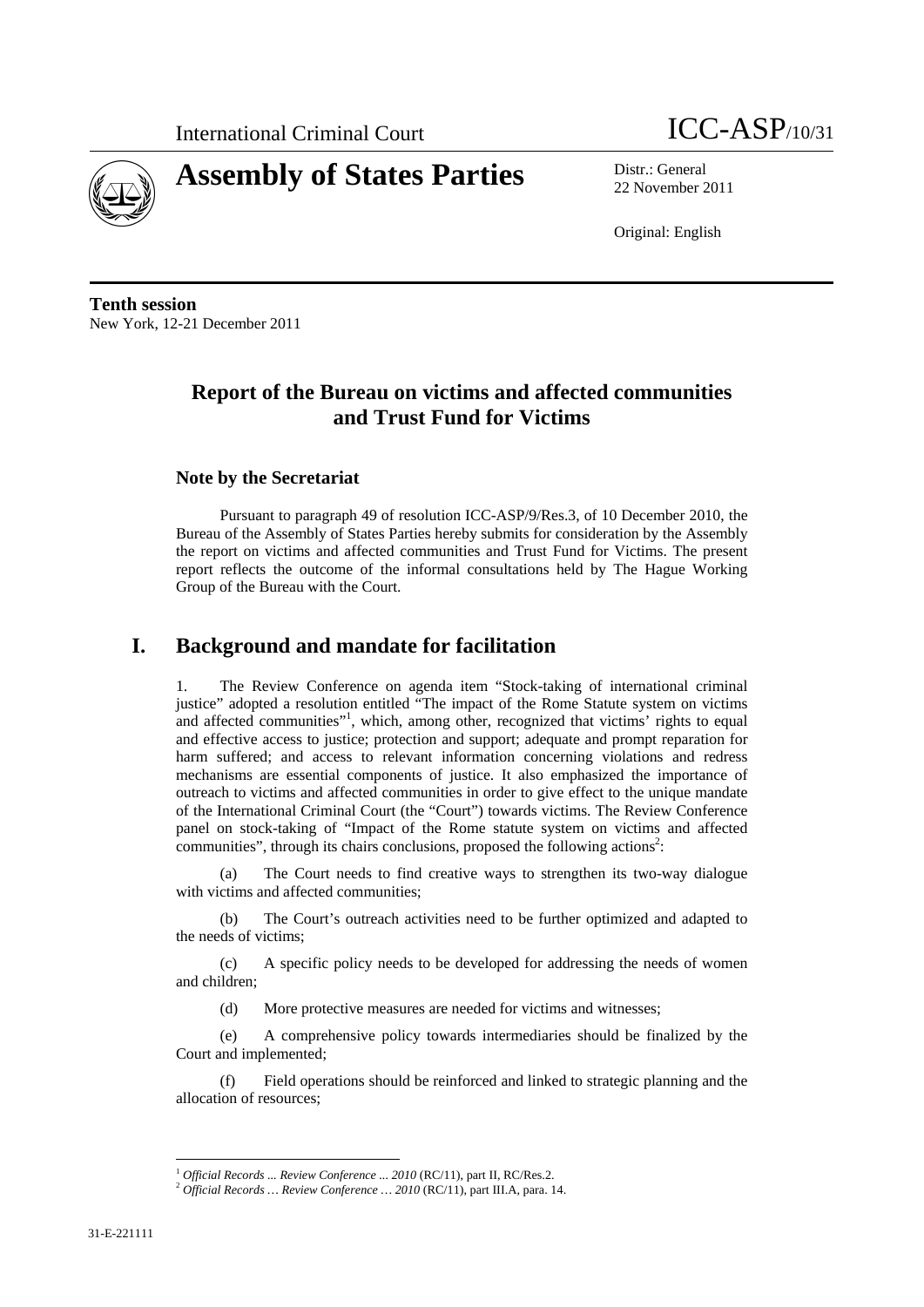International Criminal Court

ICC-ASP/10/31

# Assembly of States Parties

Distr.: General
22 November 2011

Original: English

**Tenth session**
New York, 12-21 December 2011

## Report of the Bureau on victims and affected communities and Trust Fund for Victims

### Note by the Secretariat

Pursuant to paragraph 49 of resolution ICC-ASP/9/Res.3, of 10 December 2010, the Bureau of the Assembly of States Parties hereby submits for consideration by the Assembly the report on victims and affected communities and Trust Fund for Victims. The present report reflects the outcome of the informal consultations held by The Hague Working Group of the Bureau with the Court.

## I. Background and mandate for facilitation

1. The Review Conference on agenda item "Stock-taking of international criminal justice" adopted a resolution entitled "The impact of the Rome Statute system on victims and affected communities"[1], which, among other, recognized that victims' rights to equal and effective access to justice; protection and support; adequate and prompt reparation for harm suffered; and access to relevant information concerning violations and redress mechanisms are essential components of justice. It also emphasized the importance of outreach to victims and affected communities in order to give effect to the unique mandate of the International Criminal Court (the "Court") towards victims. The Review Conference panel on stock-taking of "Impact of the Rome statute system on victims and affected communities", through its chairs conclusions, proposed the following actions[2]:

(a) The Court needs to find creative ways to strengthen its two-way dialogue with victims and affected communities;

(b) The Court's outreach activities need to be further optimized and adapted to the needs of victims;

(c) A specific policy needs to be developed for addressing the needs of women and children;

(d) More protective measures are needed for victims and witnesses;

(e) A comprehensive policy towards intermediaries should be finalized by the Court and implemented;

(f) Field operations should be reinforced and linked to strategic planning and the allocation of resources;

---

[1] *Official Records ... Review Conference ... 2010* (RC/11), part II, RC/Res.2.

[2] *Official Records … Review Conference … 2010* (RC/11), part III.A, para. 14.

31-E-221111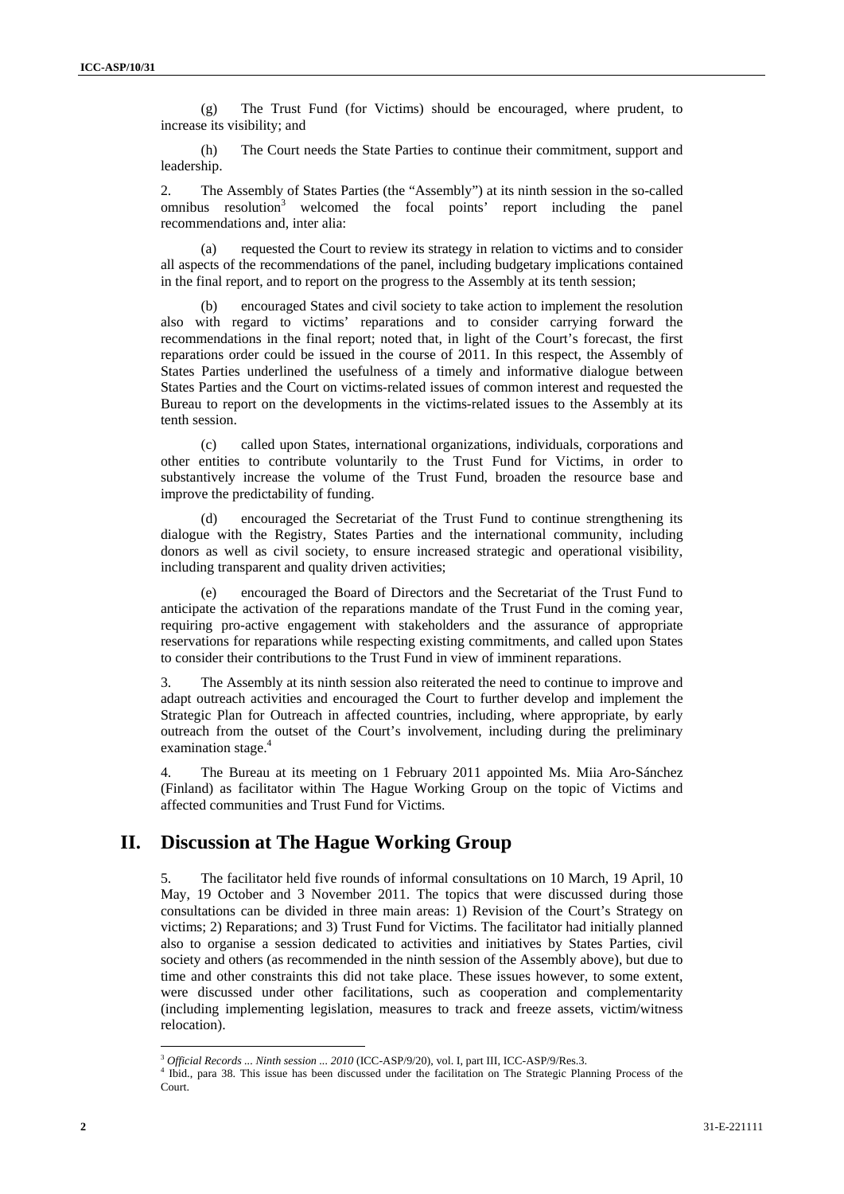(g) The Trust Fund (for Victims) should be encouraged, where prudent, to increase its visibility; and

(h) The Court needs the State Parties to continue their commitment, support and leadership.

2. The Assembly of States Parties (the "Assembly") at its ninth session in the so-called omnibus resolution[3] welcomed the focal points' report including the panel recommendations and, inter alia:

(a) requested the Court to review its strategy in relation to victims and to consider all aspects of the recommendations of the panel, including budgetary implications contained in the final report, and to report on the progress to the Assembly at its tenth session;

(b) encouraged States and civil society to take action to implement the resolution also with regard to victims' reparations and to consider carrying forward the recommendations in the final report; noted that, in light of the Court's forecast, the first reparations order could be issued in the course of 2011. In this respect, the Assembly of States Parties underlined the usefulness of a timely and informative dialogue between States Parties and the Court on victims-related issues of common interest and requested the Bureau to report on the developments in the victims-related issues to the Assembly at its tenth session.

(c) called upon States, international organizations, individuals, corporations and other entities to contribute voluntarily to the Trust Fund for Victims, in order to substantively increase the volume of the Trust Fund, broaden the resource base and improve the predictability of funding.

(d) encouraged the Secretariat of the Trust Fund to continue strengthening its dialogue with the Registry, States Parties and the international community, including donors as well as civil society, to ensure increased strategic and operational visibility, including transparent and quality driven activities;

(e) encouraged the Board of Directors and the Secretariat of the Trust Fund to anticipate the activation of the reparations mandate of the Trust Fund in the coming year, requiring pro-active engagement with stakeholders and the assurance of appropriate reservations for reparations while respecting existing commitments, and called upon States to consider their contributions to the Trust Fund in view of imminent reparations.

3. The Assembly at its ninth session also reiterated the need to continue to improve and adapt outreach activities and encouraged the Court to further develop and implement the Strategic Plan for Outreach in affected countries, including, where appropriate, by early outreach from the outset of the Court's involvement, including during the preliminary examination stage.[4]

4. The Bureau at its meeting on 1 February 2011 appointed Ms. Miia Aro-Sánchez (Finland) as facilitator within The Hague Working Group on the topic of Victims and affected communities and Trust Fund for Victims.

## II. Discussion at The Hague Working Group

5. The facilitator held five rounds of informal consultations on 10 March, 19 April, 10 May, 19 October and 3 November 2011. The topics that were discussed during those consultations can be divided in three main areas: 1) Revision of the Court's Strategy on victims; 2) Reparations; and 3) Trust Fund for Victims. The facilitator had initially planned also to organise a session dedicated to activities and initiatives by States Parties, civil society and others (as recommended in the ninth session of the Assembly above), but due to time and other constraints this did not take place. These issues however, to some extent, were discussed under other facilitations, such as cooperation and complementarity (including implementing legislation, measures to track and freeze assets, victim/witness relocation).

---

[3] *Official Records ... Ninth session ... 2010* (ICC-ASP/9/20), vol. I, part III, ICC-ASP/9/Res.3.

[4] Ibid., para 38. This issue has been discussed under the facilitation on The Strategic Planning Process of the Court.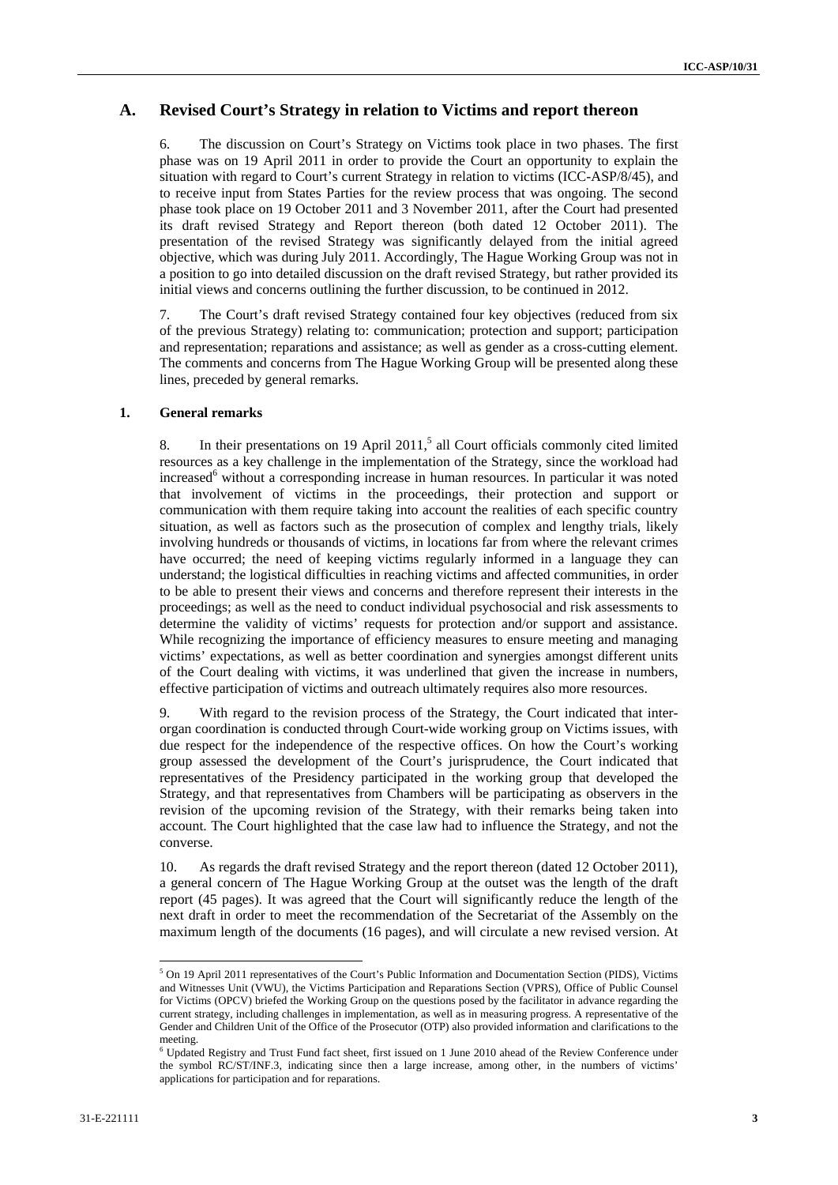## A. Revised Court's Strategy in relation to Victims and report thereon

6. The discussion on Court's Strategy on Victims took place in two phases. The first phase was on 19 April 2011 in order to provide the Court an opportunity to explain the situation with regard to Court's current Strategy in relation to victims (ICC-ASP/8/45), and to receive input from States Parties for the review process that was ongoing. The second phase took place on 19 October 2011 and 3 November 2011, after the Court had presented its draft revised Strategy and Report thereon (both dated 12 October 2011). The presentation of the revised Strategy was significantly delayed from the initial agreed objective, which was during July 2011. Accordingly, The Hague Working Group was not in a position to go into detailed discussion on the draft revised Strategy, but rather provided its initial views and concerns outlining the further discussion, to be continued in 2012.

7. The Court's draft revised Strategy contained four key objectives (reduced from six of the previous Strategy) relating to: communication; protection and support; participation and representation; reparations and assistance; as well as gender as a cross-cutting element. The comments and concerns from The Hague Working Group will be presented along these lines, preceded by general remarks.

### 1. General remarks

8. In their presentations on 19 April 2011,[5] all Court officials commonly cited limited resources as a key challenge in the implementation of the Strategy, since the workload had increased[6] without a corresponding increase in human resources. In particular it was noted that involvement of victims in the proceedings, their protection and support or communication with them require taking into account the realities of each specific country situation, as well as factors such as the prosecution of complex and lengthy trials, likely involving hundreds or thousands of victims, in locations far from where the relevant crimes have occurred; the need of keeping victims regularly informed in a language they can understand; the logistical difficulties in reaching victims and affected communities, in order to be able to present their views and concerns and therefore represent their interests in the proceedings; as well as the need to conduct individual psychosocial and risk assessments to determine the validity of victims' requests for protection and/or support and assistance. While recognizing the importance of efficiency measures to ensure meeting and managing victims' expectations, as well as better coordination and synergies amongst different units of the Court dealing with victims, it was underlined that given the increase in numbers, effective participation of victims and outreach ultimately requires also more resources.

9. With regard to the revision process of the Strategy, the Court indicated that inter-organ coordination is conducted through Court-wide working group on Victims issues, with due respect for the independence of the respective offices. On how the Court's working group assessed the development of the Court's jurisprudence, the Court indicated that representatives of the Presidency participated in the working group that developed the Strategy, and that representatives from Chambers will be participating as observers in the revision of the upcoming revision of the Strategy, with their remarks being taken into account. The Court highlighted that the case law had to influence the Strategy, and not the converse.

10. As regards the draft revised Strategy and the report thereon (dated 12 October 2011), a general concern of The Hague Working Group at the outset was the length of the draft report (45 pages). It was agreed that the Court will significantly reduce the length of the next draft in order to meet the recommendation of the Secretariat of the Assembly on the maximum length of the documents (16 pages), and will circulate a new revised version. At

---

[5] On 19 April 2011 representatives of the Court's Public Information and Documentation Section (PIDS), Victims and Witnesses Unit (VWU), the Victims Participation and Reparations Section (VPRS), Office of Public Counsel for Victims (OPCV) briefed the Working Group on the questions posed by the facilitator in advance regarding the current strategy, including challenges in implementation, as well as in measuring progress. A representative of the Gender and Children Unit of the Office of the Prosecutor (OTP) also provided information and clarifications to the meeting.

[6] Updated Registry and Trust Fund fact sheet, first issued on 1 June 2010 ahead of the Review Conference under the symbol RC/ST/INF.3, indicating since then a large increase, among other, in the numbers of victims' applications for participation and for reparations.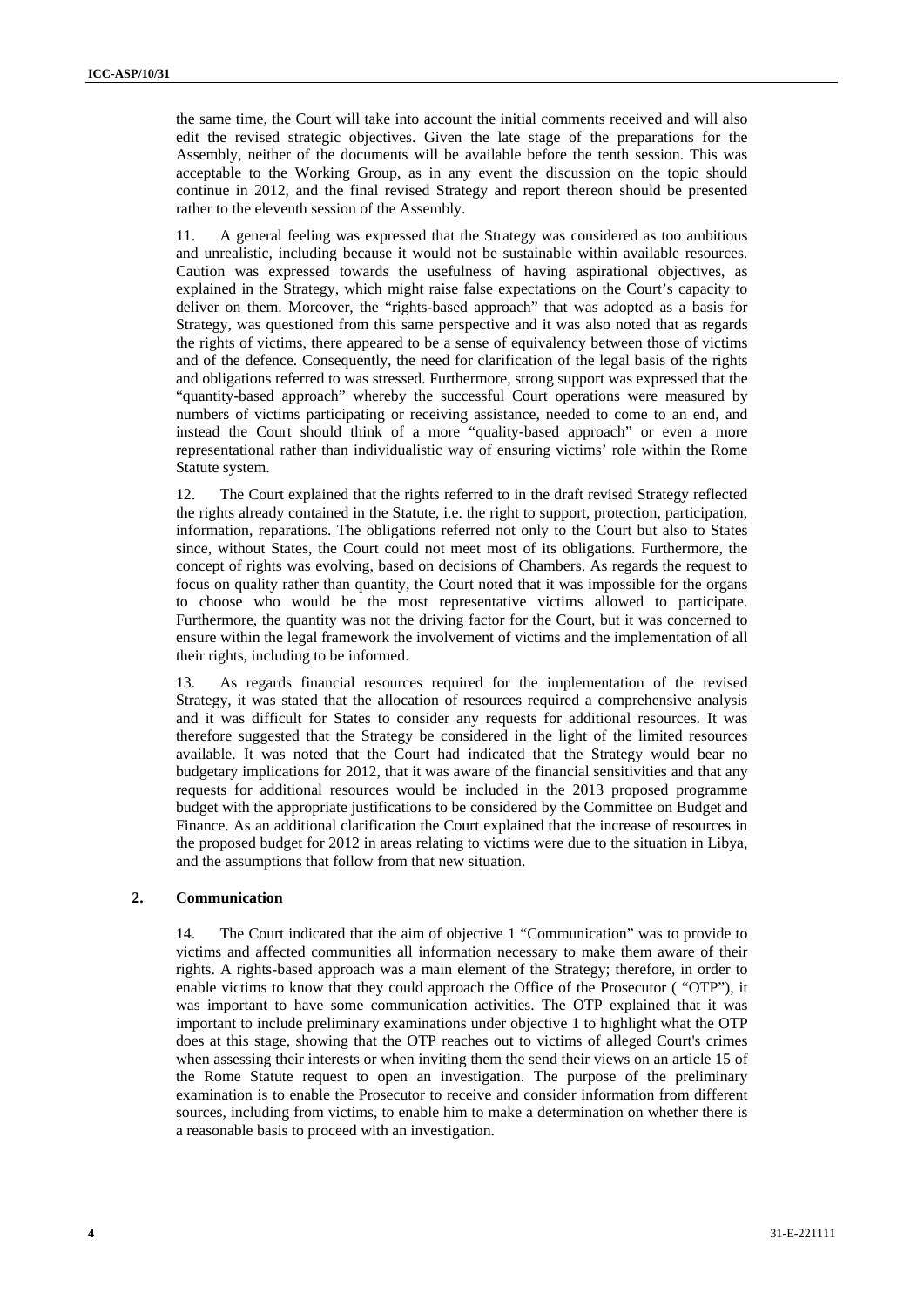the same time, the Court will take into account the initial comments received and will also edit the revised strategic objectives. Given the late stage of the preparations for the Assembly, neither of the documents will be available before the tenth session. This was acceptable to the Working Group, as in any event the discussion on the topic should continue in 2012, and the final revised Strategy and report thereon should be presented rather to the eleventh session of the Assembly.

11. A general feeling was expressed that the Strategy was considered as too ambitious and unrealistic, including because it would not be sustainable within available resources. Caution was expressed towards the usefulness of having aspirational objectives, as explained in the Strategy, which might raise false expectations on the Court's capacity to deliver on them. Moreover, the "rights-based approach" that was adopted as a basis for Strategy, was questioned from this same perspective and it was also noted that as regards the rights of victims, there appeared to be a sense of equivalency between those of victims and of the defence. Consequently, the need for clarification of the legal basis of the rights and obligations referred to was stressed. Furthermore, strong support was expressed that the "quantity-based approach" whereby the successful Court operations were measured by numbers of victims participating or receiving assistance, needed to come to an end, and instead the Court should think of a more "quality-based approach" or even a more representational rather than individualistic way of ensuring victims' role within the Rome Statute system.

12. The Court explained that the rights referred to in the draft revised Strategy reflected the rights already contained in the Statute, i.e. the right to support, protection, participation, information, reparations. The obligations referred not only to the Court but also to States since, without States, the Court could not meet most of its obligations. Furthermore, the concept of rights was evolving, based on decisions of Chambers. As regards the request to focus on quality rather than quantity, the Court noted that it was impossible for the organs to choose who would be the most representative victims allowed to participate. Furthermore, the quantity was not the driving factor for the Court, but it was concerned to ensure within the legal framework the involvement of victims and the implementation of all their rights, including to be informed.

13. As regards financial resources required for the implementation of the revised Strategy, it was stated that the allocation of resources required a comprehensive analysis and it was difficult for States to consider any requests for additional resources. It was therefore suggested that the Strategy be considered in the light of the limited resources available. It was noted that the Court had indicated that the Strategy would bear no budgetary implications for 2012, that it was aware of the financial sensitivities and that any requests for additional resources would be included in the 2013 proposed programme budget with the appropriate justifications to be considered by the Committee on Budget and Finance. As an additional clarification the Court explained that the increase of resources in the proposed budget for 2012 in areas relating to victims were due to the situation in Libya, and the assumptions that follow from that new situation.

## 2. Communication

14. The Court indicated that the aim of objective 1 "Communication" was to provide to victims and affected communities all information necessary to make them aware of their rights. A rights-based approach was a main element of the Strategy; therefore, in order to enable victims to know that they could approach the Office of the Prosecutor ( "OTP"), it was important to have some communication activities. The OTP explained that it was important to include preliminary examinations under objective 1 to highlight what the OTP does at this stage, showing that the OTP reaches out to victims of alleged Court's crimes when assessing their interests or when inviting them the send their views on an article 15 of the Rome Statute request to open an investigation. The purpose of the preliminary examination is to enable the Prosecutor to receive and consider information from different sources, including from victims, to enable him to make a determination on whether there is a reasonable basis to proceed with an investigation.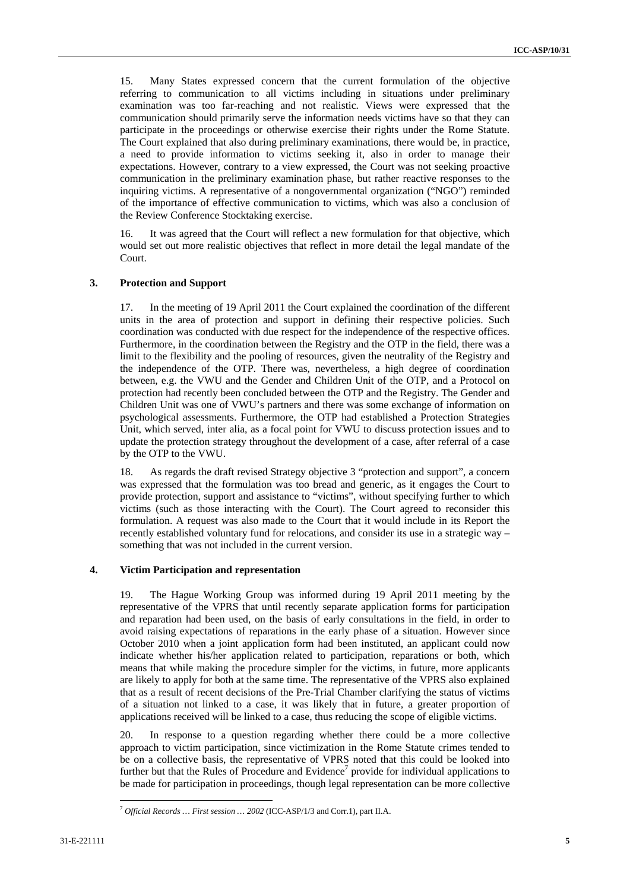15. Many States expressed concern that the current formulation of the objective referring to communication to all victims including in situations under preliminary examination was too far-reaching and not realistic. Views were expressed that the communication should primarily serve the information needs victims have so that they can participate in the proceedings or otherwise exercise their rights under the Rome Statute. The Court explained that also during preliminary examinations, there would be, in practice, a need to provide information to victims seeking it, also in order to manage their expectations. However, contrary to a view expressed, the Court was not seeking proactive communication in the preliminary examination phase, but rather reactive responses to the inquiring victims. A representative of a nongovernmental organization ("NGO") reminded of the importance of effective communication to victims, which was also a conclusion of the Review Conference Stocktaking exercise.

16. It was agreed that the Court will reflect a new formulation for that objective, which would set out more realistic objectives that reflect in more detail the legal mandate of the Court.

### 3. Protection and Support

17. In the meeting of 19 April 2011 the Court explained the coordination of the different units in the area of protection and support in defining their respective policies. Such coordination was conducted with due respect for the independence of the respective offices. Furthermore, in the coordination between the Registry and the OTP in the field, there was a limit to the flexibility and the pooling of resources, given the neutrality of the Registry and the independence of the OTP. There was, nevertheless, a high degree of coordination between, e.g. the VWU and the Gender and Children Unit of the OTP, and a Protocol on protection had recently been concluded between the OTP and the Registry. The Gender and Children Unit was one of VWU's partners and there was some exchange of information on psychological assessments. Furthermore, the OTP had established a Protection Strategies Unit, which served, inter alia, as a focal point for VWU to discuss protection issues and to update the protection strategy throughout the development of a case, after referral of a case by the OTP to the VWU.

18. As regards the draft revised Strategy objective 3 "protection and support", a concern was expressed that the formulation was too bread and generic, as it engages the Court to provide protection, support and assistance to "victims", without specifying further to which victims (such as those interacting with the Court). The Court agreed to reconsider this formulation. A request was also made to the Court that it would include in its Report the recently established voluntary fund for relocations, and consider its use in a strategic way – something that was not included in the current version.

### 4. Victim Participation and representation

19. The Hague Working Group was informed during 19 April 2011 meeting by the representative of the VPRS that until recently separate application forms for participation and reparation had been used, on the basis of early consultations in the field, in order to avoid raising expectations of reparations in the early phase of a situation. However since October 2010 when a joint application form had been instituted, an applicant could now indicate whether his/her application related to participation, reparations or both, which means that while making the procedure simpler for the victims, in future, more applicants are likely to apply for both at the same time. The representative of the VPRS also explained that as a result of recent decisions of the Pre-Trial Chamber clarifying the status of victims of a situation not linked to a case, it was likely that in future, a greater proportion of applications received will be linked to a case, thus reducing the scope of eligible victims.

20. In response to a question regarding whether there could be a more collective approach to victim participation, since victimization in the Rome Statute crimes tended to be on a collective basis, the representative of VPRS noted that this could be looked into further but that the Rules of Procedure and Evidence[7] provide for individual applications to be made for participation in proceedings, though legal representation can be more collective

---

[7] *Official Records … First session … 2002* (ICC-ASP/1/3 and Corr.1), part II.A.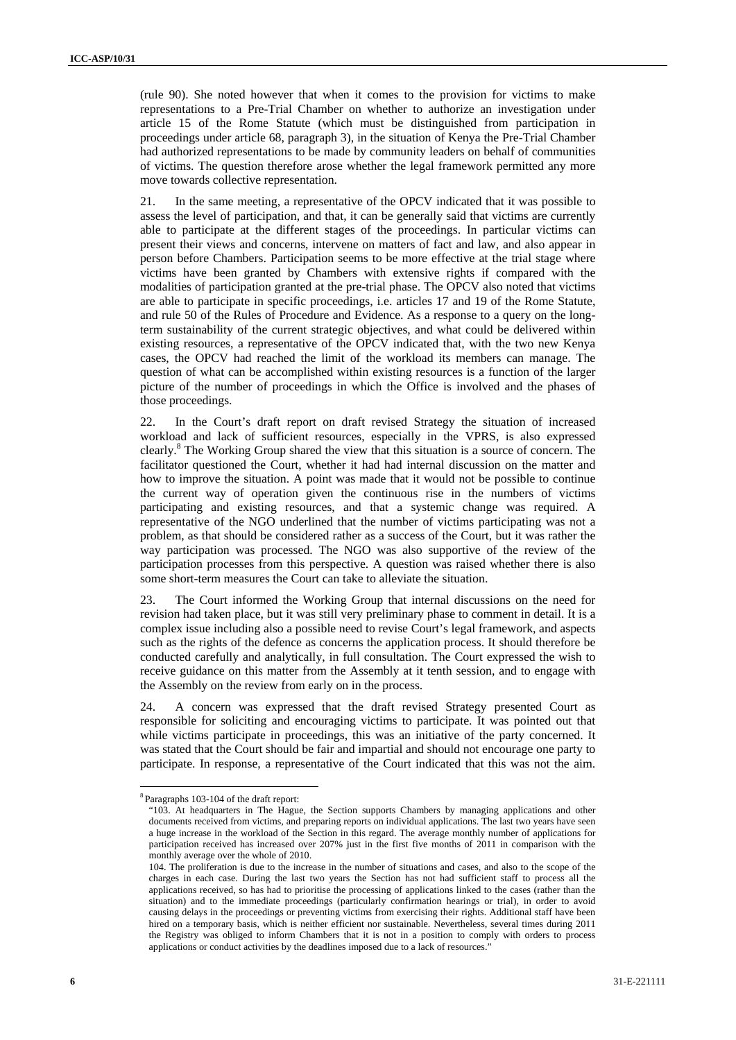(rule 90). She noted however that when it comes to the provision for victims to make representations to a Pre-Trial Chamber on whether to authorize an investigation under article 15 of the Rome Statute (which must be distinguished from participation in proceedings under article 68, paragraph 3), in the situation of Kenya the Pre-Trial Chamber had authorized representations to be made by community leaders on behalf of communities of victims. The question therefore arose whether the legal framework permitted any more move towards collective representation.

21. In the same meeting, a representative of the OPCV indicated that it was possible to assess the level of participation, and that, it can be generally said that victims are currently able to participate at the different stages of the proceedings. In particular victims can present their views and concerns, intervene on matters of fact and law, and also appear in person before Chambers. Participation seems to be more effective at the trial stage where victims have been granted by Chambers with extensive rights if compared with the modalities of participation granted at the pre-trial phase. The OPCV also noted that victims are able to participate in specific proceedings, i.e. articles 17 and 19 of the Rome Statute, and rule 50 of the Rules of Procedure and Evidence. As a response to a query on the long-term sustainability of the current strategic objectives, and what could be delivered within existing resources, a representative of the OPCV indicated that, with the two new Kenya cases, the OPCV had reached the limit of the workload its members can manage. The question of what can be accomplished within existing resources is a function of the larger picture of the number of proceedings in which the Office is involved and the phases of those proceedings.

22. In the Court's draft report on draft revised Strategy the situation of increased workload and lack of sufficient resources, especially in the VPRS, is also expressed clearly.[8] The Working Group shared the view that this situation is a source of concern. The facilitator questioned the Court, whether it had had internal discussion on the matter and how to improve the situation. A point was made that it would not be possible to continue the current way of operation given the continuous rise in the numbers of victims participating and existing resources, and that a systemic change was required. A representative of the NGO underlined that the number of victims participating was not a problem, as that should be considered rather as a success of the Court, but it was rather the way participation was processed. The NGO was also supportive of the review of the participation processes from this perspective. A question was raised whether there is also some short-term measures the Court can take to alleviate the situation.

23. The Court informed the Working Group that internal discussions on the need for revision had taken place, but it was still very preliminary phase to comment in detail. It is a complex issue including also a possible need to revise Court's legal framework, and aspects such as the rights of the defence as concerns the application process. It should therefore be conducted carefully and analytically, in full consultation. The Court expressed the wish to receive guidance on this matter from the Assembly at it tenth session, and to engage with the Assembly on the review from early on in the process.

24. A concern was expressed that the draft revised Strategy presented Court as responsible for soliciting and encouraging victims to participate. It was pointed out that while victims participate in proceedings, this was an initiative of the party concerned. It was stated that the Court should be fair and impartial and should not encourage one party to participate. In response, a representative of the Court indicated that this was not the aim.

---

[8] Paragraphs 103-104 of the draft report:

"103. At headquarters in The Hague, the Section supports Chambers by managing applications and other documents received from victims, and preparing reports on individual applications. The last two years have seen a huge increase in the workload of the Section in this regard. The average monthly number of applications for participation received has increased over 207% just in the first five months of 2011 in comparison with the monthly average over the whole of 2010.

104. The proliferation is due to the increase in the number of situations and cases, and also to the scope of the charges in each case. During the last two years the Section has not had sufficient staff to process all the applications received, so has had to prioritise the processing of applications linked to the cases (rather than the situation) and to the immediate proceedings (particularly confirmation hearings or trial), in order to avoid causing delays in the proceedings or preventing victims from exercising their rights. Additional staff have been hired on a temporary basis, which is neither efficient nor sustainable. Nevertheless, several times during 2011 the Registry was obliged to inform Chambers that it is not in a position to comply with orders to process applications or conduct activities by the deadlines imposed due to a lack of resources."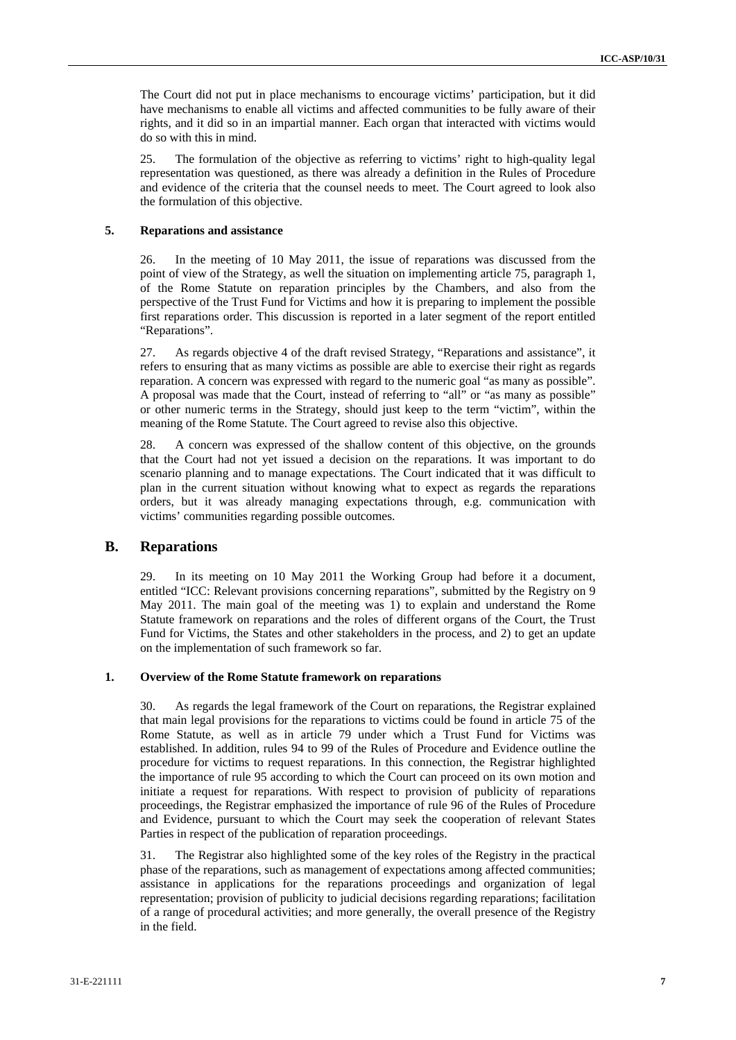The Court did not put in place mechanisms to encourage victims' participation, but it did have mechanisms to enable all victims and affected communities to be fully aware of their rights, and it did so in an impartial manner. Each organ that interacted with victims would do so with this in mind.

25. The formulation of the objective as referring to victims' right to high-quality legal representation was questioned, as there was already a definition in the Rules of Procedure and evidence of the criteria that the counsel needs to meet. The Court agreed to look also the formulation of this objective.

### 5. Reparations and assistance

26. In the meeting of 10 May 2011, the issue of reparations was discussed from the point of view of the Strategy, as well the situation on implementing article 75, paragraph 1, of the Rome Statute on reparation principles by the Chambers, and also from the perspective of the Trust Fund for Victims and how it is preparing to implement the possible first reparations order. This discussion is reported in a later segment of the report entitled "Reparations".

27. As regards objective 4 of the draft revised Strategy, "Reparations and assistance", it refers to ensuring that as many victims as possible are able to exercise their right as regards reparation. A concern was expressed with regard to the numeric goal "as many as possible". A proposal was made that the Court, instead of referring to "all" or "as many as possible" or other numeric terms in the Strategy, should just keep to the term "victim", within the meaning of the Rome Statute. The Court agreed to revise also this objective.

28. A concern was expressed of the shallow content of this objective, on the grounds that the Court had not yet issued a decision on the reparations. It was important to do scenario planning and to manage expectations. The Court indicated that it was difficult to plan in the current situation without knowing what to expect as regards the reparations orders, but it was already managing expectations through, e.g. communication with victims' communities regarding possible outcomes.

## B. Reparations

29. In its meeting on 10 May 2011 the Working Group had before it a document, entitled "ICC: Relevant provisions concerning reparations", submitted by the Registry on 9 May 2011. The main goal of the meeting was 1) to explain and understand the Rome Statute framework on reparations and the roles of different organs of the Court, the Trust Fund for Victims, the States and other stakeholders in the process, and 2) to get an update on the implementation of such framework so far.

### 1. Overview of the Rome Statute framework on reparations

30. As regards the legal framework of the Court on reparations, the Registrar explained that main legal provisions for the reparations to victims could be found in article 75 of the Rome Statute, as well as in article 79 under which a Trust Fund for Victims was established. In addition, rules 94 to 99 of the Rules of Procedure and Evidence outline the procedure for victims to request reparations. In this connection, the Registrar highlighted the importance of rule 95 according to which the Court can proceed on its own motion and initiate a request for reparations. With respect to provision of publicity of reparations proceedings, the Registrar emphasized the importance of rule 96 of the Rules of Procedure and Evidence, pursuant to which the Court may seek the cooperation of relevant States Parties in respect of the publication of reparation proceedings.

31. The Registrar also highlighted some of the key roles of the Registry in the practical phase of the reparations, such as management of expectations among affected communities; assistance in applications for the reparations proceedings and organization of legal representation; provision of publicity to judicial decisions regarding reparations; facilitation of a range of procedural activities; and more generally, the overall presence of the Registry in the field.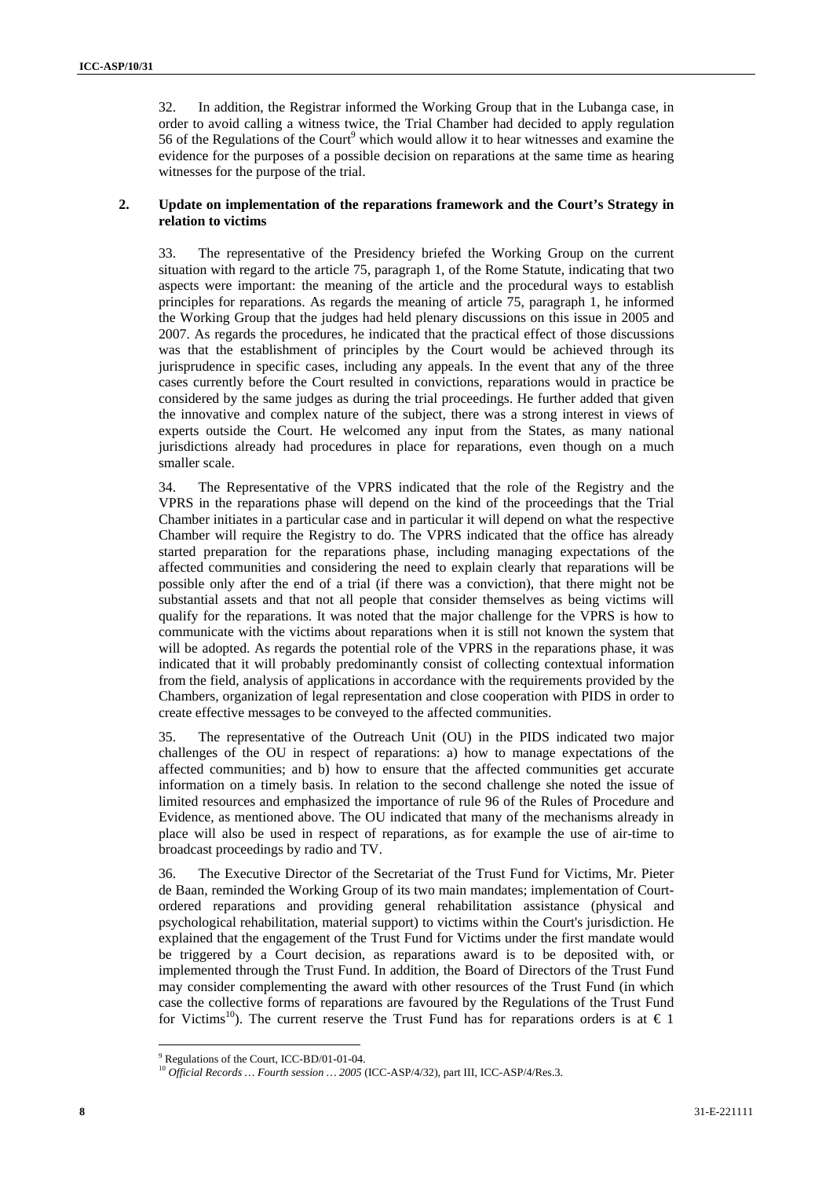32. In addition, the Registrar informed the Working Group that in the Lubanga case, in order to avoid calling a witness twice, the Trial Chamber had decided to apply regulation 56 of the Regulations of the Court[9] which would allow it to hear witnesses and examine the evidence for the purposes of a possible decision on reparations at the same time as hearing witnesses for the purpose of the trial.

### 2. Update on implementation of the reparations framework and the Court's Strategy in relation to victims

33. The representative of the Presidency briefed the Working Group on the current situation with regard to the article 75, paragraph 1, of the Rome Statute, indicating that two aspects were important: the meaning of the article and the procedural ways to establish principles for reparations. As regards the meaning of article 75, paragraph 1, he informed the Working Group that the judges had held plenary discussions on this issue in 2005 and 2007. As regards the procedures, he indicated that the practical effect of those discussions was that the establishment of principles by the Court would be achieved through its jurisprudence in specific cases, including any appeals. In the event that any of the three cases currently before the Court resulted in convictions, reparations would in practice be considered by the same judges as during the trial proceedings. He further added that given the innovative and complex nature of the subject, there was a strong interest in views of experts outside the Court. He welcomed any input from the States, as many national jurisdictions already had procedures in place for reparations, even though on a much smaller scale.

34. The Representative of the VPRS indicated that the role of the Registry and the VPRS in the reparations phase will depend on the kind of the proceedings that the Trial Chamber initiates in a particular case and in particular it will depend on what the respective Chamber will require the Registry to do. The VPRS indicated that the office has already started preparation for the reparations phase, including managing expectations of the affected communities and considering the need to explain clearly that reparations will be possible only after the end of a trial (if there was a conviction), that there might not be substantial assets and that not all people that consider themselves as being victims will qualify for the reparations. It was noted that the major challenge for the VPRS is how to communicate with the victims about reparations when it is still not known the system that will be adopted. As regards the potential role of the VPRS in the reparations phase, it was indicated that it will probably predominantly consist of collecting contextual information from the field, analysis of applications in accordance with the requirements provided by the Chambers, organization of legal representation and close cooperation with PIDS in order to create effective messages to be conveyed to the affected communities.

35. The representative of the Outreach Unit (OU) in the PIDS indicated two major challenges of the OU in respect of reparations: a) how to manage expectations of the affected communities; and b) how to ensure that the affected communities get accurate information on a timely basis. In relation to the second challenge she noted the issue of limited resources and emphasized the importance of rule 96 of the Rules of Procedure and Evidence, as mentioned above. The OU indicated that many of the mechanisms already in place will also be used in respect of reparations, as for example the use of air-time to broadcast proceedings by radio and TV.

36. The Executive Director of the Secretariat of the Trust Fund for Victims, Mr. Pieter de Baan, reminded the Working Group of its two main mandates; implementation of Court-ordered reparations and providing general rehabilitation assistance (physical and psychological rehabilitation, material support) to victims within the Court's jurisdiction. He explained that the engagement of the Trust Fund for Victims under the first mandate would be triggered by a Court decision, as reparations award is to be deposited with, or implemented through the Trust Fund. In addition, the Board of Directors of the Trust Fund may consider complementing the award with other resources of the Trust Fund (in which case the collective forms of reparations are favoured by the Regulations of the Trust Fund for Victims[10]). The current reserve the Trust Fund has for reparations orders is at € 1

---

[9] Regulations of the Court, ICC-BD/01-01-04.

[10] *Official Records … Fourth session … 2005* (ICC-ASP/4/32), part III, ICC-ASP/4/Res.3.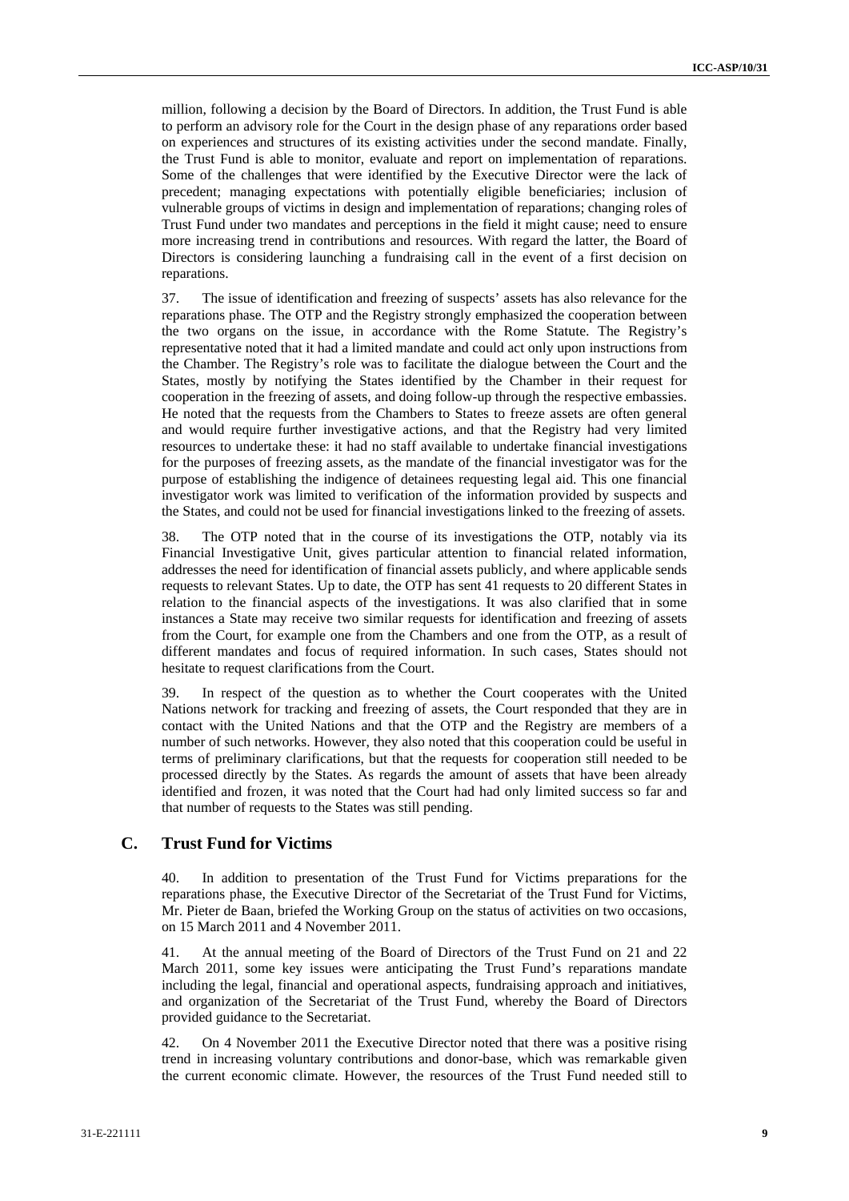million, following a decision by the Board of Directors. In addition, the Trust Fund is able to perform an advisory role for the Court in the design phase of any reparations order based on experiences and structures of its existing activities under the second mandate. Finally, the Trust Fund is able to monitor, evaluate and report on implementation of reparations. Some of the challenges that were identified by the Executive Director were the lack of precedent; managing expectations with potentially eligible beneficiaries; inclusion of vulnerable groups of victims in design and implementation of reparations; changing roles of Trust Fund under two mandates and perceptions in the field it might cause; need to ensure more increasing trend in contributions and resources. With regard the latter, the Board of Directors is considering launching a fundraising call in the event of a first decision on reparations.

37. The issue of identification and freezing of suspects' assets has also relevance for the reparations phase. The OTP and the Registry strongly emphasized the cooperation between the two organs on the issue, in accordance with the Rome Statute. The Registry's representative noted that it had a limited mandate and could act only upon instructions from the Chamber. The Registry's role was to facilitate the dialogue between the Court and the States, mostly by notifying the States identified by the Chamber in their request for cooperation in the freezing of assets, and doing follow-up through the respective embassies. He noted that the requests from the Chambers to States to freeze assets are often general and would require further investigative actions, and that the Registry had very limited resources to undertake these: it had no staff available to undertake financial investigations for the purposes of freezing assets, as the mandate of the financial investigator was for the purpose of establishing the indigence of detainees requesting legal aid. This one financial investigator work was limited to verification of the information provided by suspects and the States, and could not be used for financial investigations linked to the freezing of assets.

38. The OTP noted that in the course of its investigations the OTP, notably via its Financial Investigative Unit, gives particular attention to financial related information, addresses the need for identification of financial assets publicly, and where applicable sends requests to relevant States. Up to date, the OTP has sent 41 requests to 20 different States in relation to the financial aspects of the investigations. It was also clarified that in some instances a State may receive two similar requests for identification and freezing of assets from the Court, for example one from the Chambers and one from the OTP, as a result of different mandates and focus of required information. In such cases, States should not hesitate to request clarifications from the Court.

39. In respect of the question as to whether the Court cooperates with the United Nations network for tracking and freezing of assets, the Court responded that they are in contact with the United Nations and that the OTP and the Registry are members of a number of such networks. However, they also noted that this cooperation could be useful in terms of preliminary clarifications, but that the requests for cooperation still needed to be processed directly by the States. As regards the amount of assets that have been already identified and frozen, it was noted that the Court had had only limited success so far and that number of requests to the States was still pending.

## C. Trust Fund for Victims

40. In addition to presentation of the Trust Fund for Victims preparations for the reparations phase, the Executive Director of the Secretariat of the Trust Fund for Victims, Mr. Pieter de Baan, briefed the Working Group on the status of activities on two occasions, on 15 March 2011 and 4 November 2011.

41. At the annual meeting of the Board of Directors of the Trust Fund on 21 and 22 March 2011, some key issues were anticipating the Trust Fund's reparations mandate including the legal, financial and operational aspects, fundraising approach and initiatives, and organization of the Secretariat of the Trust Fund, whereby the Board of Directors provided guidance to the Secretariat.

42. On 4 November 2011 the Executive Director noted that there was a positive rising trend in increasing voluntary contributions and donor-base, which was remarkable given the current economic climate. However, the resources of the Trust Fund needed still to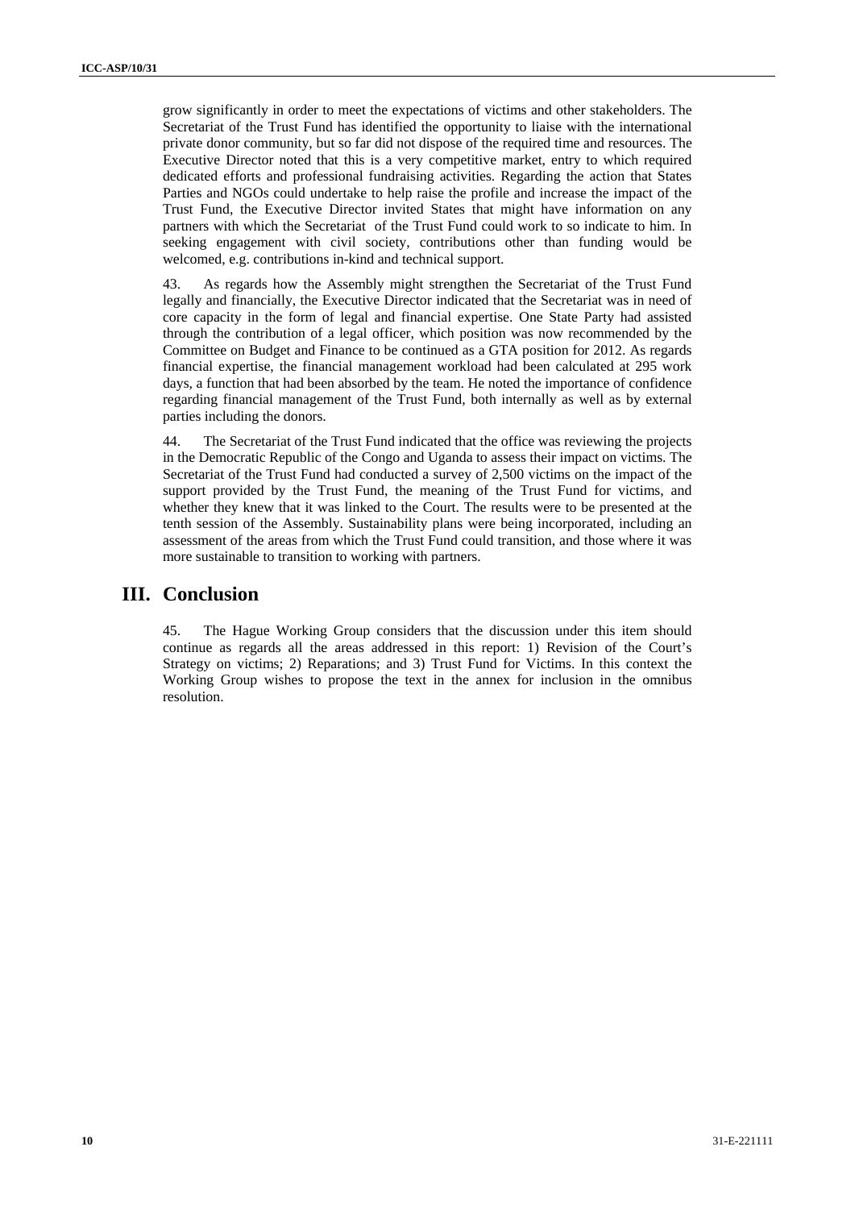grow significantly in order to meet the expectations of victims and other stakeholders. The Secretariat of the Trust Fund has identified the opportunity to liaise with the international private donor community, but so far did not dispose of the required time and resources. The Executive Director noted that this is a very competitive market, entry to which required dedicated efforts and professional fundraising activities. Regarding the action that States Parties and NGOs could undertake to help raise the profile and increase the impact of the Trust Fund, the Executive Director invited States that might have information on any partners with which the Secretariat of the Trust Fund could work to so indicate to him. In seeking engagement with civil society, contributions other than funding would be welcomed, e.g. contributions in-kind and technical support.

43. As regards how the Assembly might strengthen the Secretariat of the Trust Fund legally and financially, the Executive Director indicated that the Secretariat was in need of core capacity in the form of legal and financial expertise. One State Party had assisted through the contribution of a legal officer, which position was now recommended by the Committee on Budget and Finance to be continued as a GTA position for 2012. As regards financial expertise, the financial management workload had been calculated at 295 work days, a function that had been absorbed by the team. He noted the importance of confidence regarding financial management of the Trust Fund, both internally as well as by external parties including the donors.

44. The Secretariat of the Trust Fund indicated that the office was reviewing the projects in the Democratic Republic of the Congo and Uganda to assess their impact on victims. The Secretariat of the Trust Fund had conducted a survey of 2,500 victims on the impact of the support provided by the Trust Fund, the meaning of the Trust Fund for victims, and whether they knew that it was linked to the Court. The results were to be presented at the tenth session of the Assembly. Sustainability plans were being incorporated, including an assessment of the areas from which the Trust Fund could transition, and those where it was more sustainable to transition to working with partners.

# III. Conclusion

45. The Hague Working Group considers that the discussion under this item should continue as regards all the areas addressed in this report: 1) Revision of the Court's Strategy on victims; 2) Reparations; and 3) Trust Fund for Victims. In this context the Working Group wishes to propose the text in the annex for inclusion in the omnibus resolution.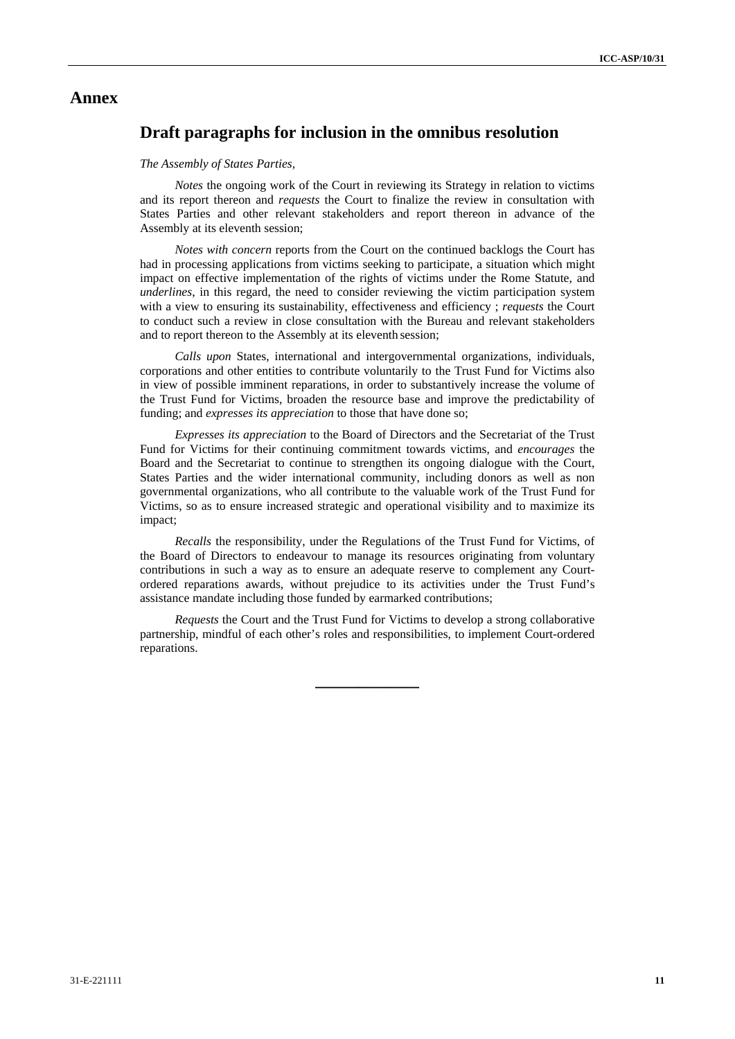# Annex

## Draft paragraphs for inclusion in the omnibus resolution

*The Assembly of States Parties,*

*Notes* the ongoing work of the Court in reviewing its Strategy in relation to victims and its report thereon and *requests* the Court to finalize the review in consultation with States Parties and other relevant stakeholders and report thereon in advance of the Assembly at its eleventh session;

*Notes with concern* reports from the Court on the continued backlogs the Court has had in processing applications from victims seeking to participate, a situation which might impact on effective implementation of the rights of victims under the Rome Statute, and *underlines*, in this regard, the need to consider reviewing the victim participation system with a view to ensuring its sustainability, effectiveness and efficiency ; *requests* the Court to conduct such a review in close consultation with the Bureau and relevant stakeholders and to report thereon to the Assembly at its eleventh session;

*Calls upon* States, international and intergovernmental organizations, individuals, corporations and other entities to contribute voluntarily to the Trust Fund for Victims also in view of possible imminent reparations, in order to substantively increase the volume of the Trust Fund for Victims, broaden the resource base and improve the predictability of funding; and *expresses its appreciation* to those that have done so;

*Expresses its appreciation* to the Board of Directors and the Secretariat of the Trust Fund for Victims for their continuing commitment towards victims, and *encourages* the Board and the Secretariat to continue to strengthen its ongoing dialogue with the Court, States Parties and the wider international community, including donors as well as non governmental organizations, who all contribute to the valuable work of the Trust Fund for Victims, so as to ensure increased strategic and operational visibility and to maximize its impact;

*Recalls* the responsibility, under the Regulations of the Trust Fund for Victims, of the Board of Directors to endeavour to manage its resources originating from voluntary contributions in such a way as to ensure an adequate reserve to complement any Court-ordered reparations awards, without prejudice to its activities under the Trust Fund's assistance mandate including those funded by earmarked contributions;

*Requests* the Court and the Trust Fund for Victims to develop a strong collaborative partnership, mindful of each other's roles and responsibilities, to implement Court-ordered reparations.